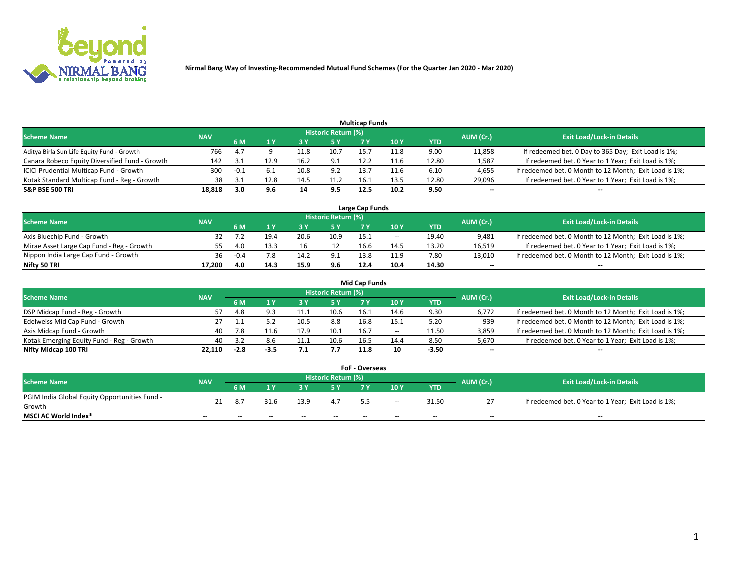# Nirmal Bang Way of Investing-Recommended Mutual Fund Schemes (For the Quarter Jan 2020 - Mar 2020)

## Multicap Funds

| Scheme Name | NAV | Historic Return (%) | | | | | | | AUM (Cr.) | Exit Load/Lock-in Details |
|---|---|---|---|---|---|---|---|---|---|---|
| | | 6 M | 1 Y | 3 Y | 5 Y | 7 Y | 10 Y | YTD | | |
| Aditya Birla Sun Life Equity Fund - Growth | 766 | 4.7 | 9 | 11.8 | 10.7 | 15.7 | 11.8 | 9.00 | 11,858 | If redeemed bet. 0 Day to 365 Day; Exit Load is 1%; |
| Canara Robeco Equity Diversified Fund - Growth | 142 | 3.1 | 12.9 | 16.2 | 9.1 | 12.2 | 11.6 | 12.80 | 1,587 | If redeemed bet. 0 Year to 1 Year; Exit Load is 1%; |
| ICICI Prudential Multicap Fund - Growth | 300 | -0.1 | 6.1 | 10.8 | 9.2 | 13.7 | 11.6 | 6.10 | 4,655 | If redeemed bet. 0 Month to 12 Month; Exit Load is 1%; |
| Kotak Standard Multicap Fund - Reg - Growth | 38 | 3.1 | 12.8 | 14.5 | 11.2 | 16.1 | 13.5 | 12.80 | 29,096 | If redeemed bet. 0 Year to 1 Year; Exit Load is 1%; |
| **S&P BSE 500 TRI** | **18,818** | **3.0** | **9.6** | **14** | **9.5** | **12.5** | **10.2** | **9.50** | **--** | **--** |

## Large Cap Funds

| Scheme Name | NAV | Historic Return (%) | | | | | | | AUM (Cr.) | Exit Load/Lock-in Details |
|---|---|---|---|---|---|---|---|---|---|---|
| | | 6 M | 1 Y | 3 Y | 5 Y | 7 Y | 10 Y | YTD | | |
| Axis Bluechip Fund - Growth | 32 | 7.2 | 19.4 | 20.6 | 10.9 | 15.1 | -- | 19.40 | 9,481 | If redeemed bet. 0 Month to 12 Month; Exit Load is 1%; |
| Mirae Asset Large Cap Fund - Reg - Growth | 55 | 4.0 | 13.3 | 16 | 12 | 16.6 | 14.5 | 13.20 | 16,519 | If redeemed bet. 0 Year to 1 Year; Exit Load is 1%; |
| Nippon India Large Cap Fund - Growth | 36 | -0.4 | 7.8 | 14.2 | 9.1 | 13.8 | 11.9 | 7.80 | 13,010 | If redeemed bet. 0 Month to 12 Month; Exit Load is 1%; |
| **Nifty 50 TRI** | **17,200** | **4.0** | **14.3** | **15.9** | **9.6** | **12.4** | **10.4** | **14.30** | **--** | **--** |

## Mid Cap Funds

| Scheme Name | NAV | Historic Return (%) | | | | | | | AUM (Cr.) | Exit Load/Lock-in Details |
|---|---|---|---|---|---|---|---|---|---|---|
| | | 6 M | 1 Y | 3 Y | 5 Y | 7 Y | 10 Y | YTD | | |
| DSP Midcap Fund - Reg - Growth | 57 | 4.8 | 9.3 | 11.1 | 10.6 | 16.1 | 14.6 | 9.30 | 6,772 | If redeemed bet. 0 Month to 12 Month; Exit Load is 1%; |
| Edelweiss Mid Cap Fund - Growth | 27 | 1.1 | 5.2 | 10.5 | 8.8 | 16.8 | 15.1 | 5.20 | 939 | If redeemed bet. 0 Month to 12 Month; Exit Load is 1%; |
| Axis Midcap Fund - Growth | 40 | 7.8 | 11.6 | 17.9 | 10.1 | 16.7 | -- | 11.50 | 3,859 | If redeemed bet. 0 Month to 12 Month; Exit Load is 1%; |
| Kotak Emerging Equity Fund - Reg - Growth | 40 | 3.2 | 8.6 | 11.1 | 10.6 | 16.5 | 14.4 | 8.50 | 5,670 | If redeemed bet. 0 Year to 1 Year; Exit Load is 1%; |
| **Nifty Midcap 100 TRI** | **22,110** | **-2.8** | **-3.5** | **7.1** | **7.7** | **11.8** | **10** | **-3.50** | **--** | **--** |

## FoF - Overseas

| Scheme Name | NAV | Historic Return (%) | | | | | | | AUM (Cr.) | Exit Load/Lock-in Details |
|---|---|---|---|---|---|---|---|---|---|---|
| | | 6 M | 1 Y | 3 Y | 5 Y | 7 Y | 10 Y | YTD | | |
| PGIM India Global Equity Opportunities Fund - Growth | 21 | 8.7 | 31.6 | 13.9 | 4.7 | 5.5 | -- | 31.50 | 27 | If redeemed bet. 0 Year to 1 Year; Exit Load is 1%; |
| **MSCI AC World Index*** | -- | -- | -- | -- | -- | -- | -- | -- | -- | -- |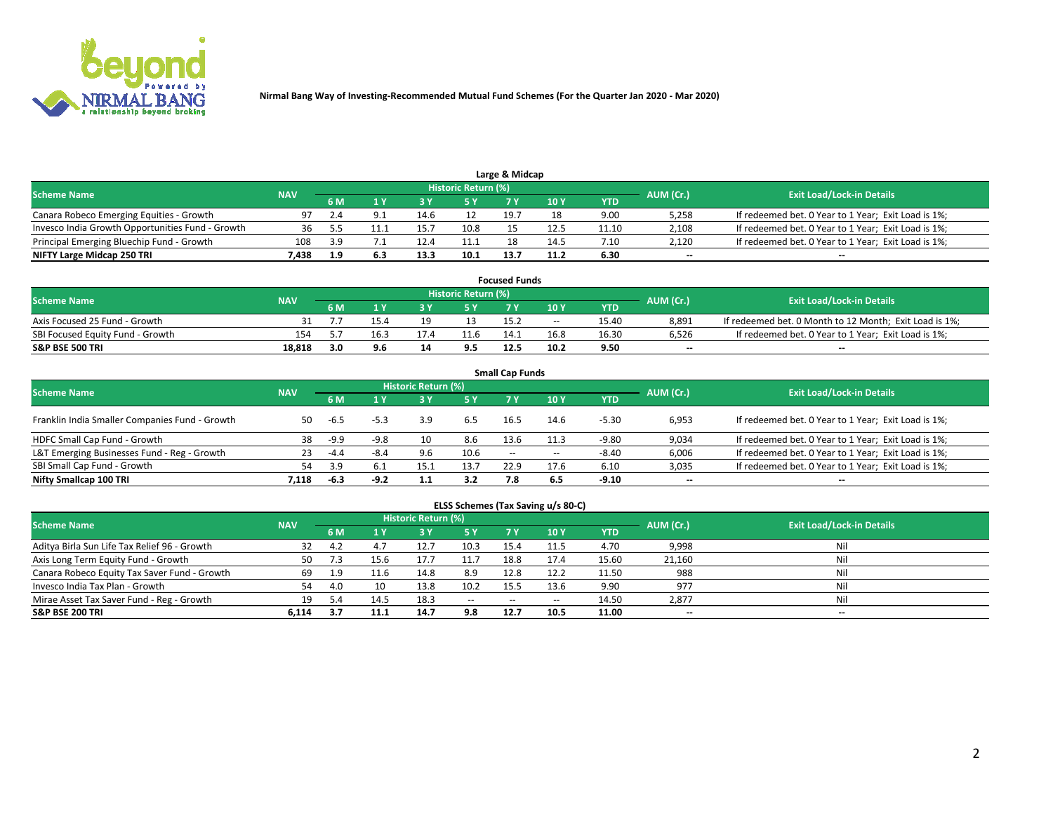Nirmal Bang Way of Investing-Recommended Mutual Fund Schemes (For the Quarter Jan 2020 - Mar 2020)

### Large & Midcap

| Scheme Name | NAV | Historic Return (%) | | | | | | | AUM (Cr.) | Exit Load/Lock-in Details |
|---|---|---|---|---|---|---|---|---|---|---|
| | | 6 M | 1 Y | 3 Y | 5 Y | 7 Y | 10 Y | YTD | | |
| Canara Robeco Emerging Equities - Growth | 97 | 2.4 | 9.1 | 14.6 | 12 | 19.7 | 18 | 9.00 | 5,258 | If redeemed bet. 0 Year to 1 Year; Exit Load is 1%; |
| Invesco India Growth Opportunities Fund - Growth | 36 | 5.5 | 11.1 | 15.7 | 10.8 | 15 | 12.5 | 11.10 | 2,108 | If redeemed bet. 0 Year to 1 Year; Exit Load is 1%; |
| Principal Emerging Bluechip Fund - Growth | 108 | 3.9 | 7.1 | 12.4 | 11.1 | 18 | 14.5 | 7.10 | 2,120 | If redeemed bet. 0 Year to 1 Year; Exit Load is 1%; |
| **NIFTY Large Midcap 250 TRI** | **7,438** | **1.9** | **6.3** | **13.3** | **10.1** | **13.7** | **11.2** | **6.30** | **--** | **--** |

### Focused Funds

| Scheme Name | NAV | Historic Return (%) | | | | | | | AUM (Cr.) | Exit Load/Lock-in Details |
|---|---|---|---|---|---|---|---|---|---|---|
| | | 6 M | 1 Y | 3 Y | 5 Y | 7 Y | 10 Y | YTD | | |
| Axis Focused 25 Fund - Growth | 31 | 7.7 | 15.4 | 19 | 13 | 15.2 | -- | 15.40 | 8,891 | If redeemed bet. 0 Month to 12 Month; Exit Load is 1%; |
| SBI Focused Equity Fund - Growth | 154 | 5.7 | 16.3 | 17.4 | 11.6 | 14.1 | 16.8 | 16.30 | 6,526 | If redeemed bet. 0 Year to 1 Year; Exit Load is 1%; |
| **S&P BSE 500 TRI** | **18,818** | **3.0** | **9.6** | **14** | **9.5** | **12.5** | **10.2** | **9.50** | **--** | **--** |

### Small Cap Funds

| Scheme Name | NAV | Historic Return (%) | | | | | | | AUM (Cr.) | Exit Load/Lock-in Details |
|---|---|---|---|---|---|---|---|---|---|---|
| | | 6 M | 1 Y | 3 Y | 5 Y | 7 Y | 10 Y | YTD | | |
| Franklin India Smaller Companies Fund - Growth | 50 | -6.5 | -5.3 | 3.9 | 6.5 | 16.5 | 14.6 | -5.30 | 6,953 | If redeemed bet. 0 Year to 1 Year; Exit Load is 1%; |
| HDFC Small Cap Fund - Growth | 38 | -9.9 | -9.8 | 10 | 8.6 | 13.6 | 11.3 | -9.80 | 9,034 | If redeemed bet. 0 Year to 1 Year; Exit Load is 1%; |
| L&T Emerging Businesses Fund - Reg - Growth | 23 | -4.4 | -8.4 | 9.6 | 10.6 | -- | -- | -8.40 | 6,006 | If redeemed bet. 0 Year to 1 Year; Exit Load is 1%; |
| SBI Small Cap Fund - Growth | 54 | 3.9 | 6.1 | 15.1 | 13.7 | 22.9 | 17.6 | 6.10 | 3,035 | If redeemed bet. 0 Year to 1 Year; Exit Load is 1%; |
| **Nifty Smallcap 100 TRI** | **7,118** | **-6.3** | **-9.2** | **1.1** | **3.2** | **7.8** | **6.5** | **-9.10** | **--** | **--** |

### ELSS Schemes (Tax Saving u/s 80-C)

| Scheme Name | NAV | Historic Return (%) | | | | | | | AUM (Cr.) | Exit Load/Lock-in Details |
|---|---|---|---|---|---|---|---|---|---|---|
| | | 6 M | 1 Y | 3 Y | 5 Y | 7 Y | 10 Y | YTD | | |
| Aditya Birla Sun Life Tax Relief 96 - Growth | 32 | 4.2 | 4.7 | 12.7 | 10.3 | 15.4 | 11.5 | 4.70 | 9,998 | Nil |
| Axis Long Term Equity Fund - Growth | 50 | 7.3 | 15.6 | 17.7 | 11.7 | 18.8 | 17.4 | 15.60 | 21,160 | Nil |
| Canara Robeco Equity Tax Saver Fund - Growth | 69 | 1.9 | 11.6 | 14.8 | 8.9 | 12.8 | 12.2 | 11.50 | 988 | Nil |
| Invesco India Tax Plan - Growth | 54 | 4.0 | 10 | 13.8 | 10.2 | 15.5 | 13.6 | 9.90 | 977 | Nil |
| Mirae Asset Tax Saver Fund - Reg - Growth | 19 | 5.4 | 14.5 | 18.3 | -- | -- | -- | 14.50 | 2,877 | Nil |
| **S&P BSE 200 TRI** | **6,114** | **3.7** | **11.1** | **14.7** | **9.8** | **12.7** | **10.5** | **11.00** | **--** | **--** |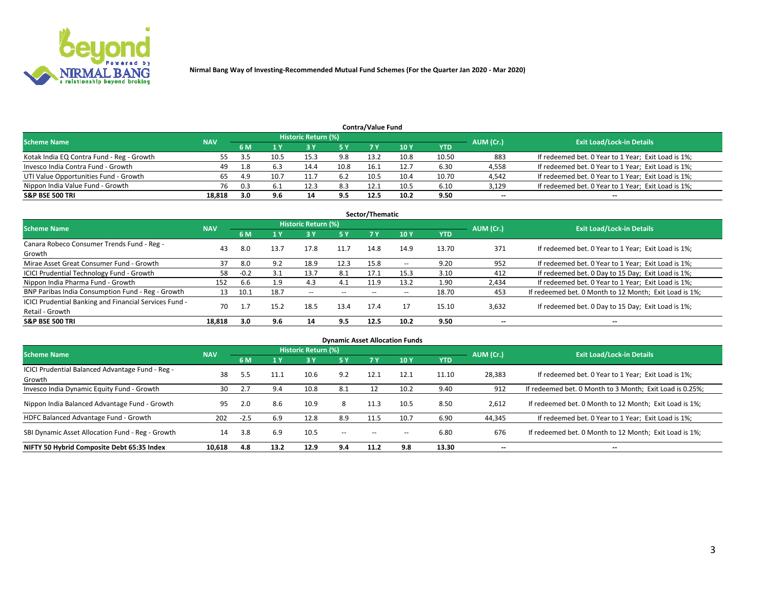**Nirmal Bang Way of Investing-Recommended Mutual Fund Schemes (For the Quarter Jan 2020 - Mar 2020)**

## Contra/Value Fund

| Scheme Name | NAV | Historic Return (%) | | | | | | | AUM (Cr.) | Exit Load/Lock-in Details |
|---|---|---|---|---|---|---|---|---|---|---|
| | | 6 M | 1 Y | 3 Y | 5 Y | 7 Y | 10 Y | YTD | | |
| Kotak India EQ Contra Fund - Reg - Growth | 55 | 3.5 | 10.5 | 15.3 | 9.8 | 13.2 | 10.8 | 10.50 | 883 | If redeemed bet. 0 Year to 1 Year; Exit Load is 1%; |
| Invesco India Contra Fund - Growth | 49 | 1.8 | 6.3 | 14.4 | 10.8 | 16.1 | 12.7 | 6.30 | 4,558 | If redeemed bet. 0 Year to 1 Year; Exit Load is 1%; |
| UTI Value Opportunities Fund - Growth | 65 | 4.9 | 10.7 | 11.7 | 6.2 | 10.5 | 10.4 | 10.70 | 4,542 | If redeemed bet. 0 Year to 1 Year; Exit Load is 1%; |
| Nippon India Value Fund - Growth | 76 | 0.3 | 6.1 | 12.3 | 8.3 | 12.1 | 10.5 | 6.10 | 3,129 | If redeemed bet. 0 Year to 1 Year; Exit Load is 1%; |
| **S&P BSE 500 TRI** | **18,818** | **3.0** | **9.6** | **14** | **9.5** | **12.5** | **10.2** | **9.50** | **--** | **--** |

## Sector/Thematic

| Scheme Name | NAV | Historic Return (%) | | | | | | | AUM (Cr.) | Exit Load/Lock-in Details |
|---|---|---|---|---|---|---|---|---|---|---|
| | | 6 M | 1 Y | 3 Y | 5 Y | 7 Y | 10 Y | YTD | | |
| Canara Robeco Consumer Trends Fund - Reg - Growth | 43 | 8.0 | 13.7 | 17.8 | 11.7 | 14.8 | 14.9 | 13.70 | 371 | If redeemed bet. 0 Year to 1 Year; Exit Load is 1%; |
| Mirae Asset Great Consumer Fund - Growth | 37 | 8.0 | 9.2 | 18.9 | 12.3 | 15.8 | -- | 9.20 | 952 | If redeemed bet. 0 Year to 1 Year; Exit Load is 1%; |
| ICICI Prudential Technology Fund - Growth | 58 | -0.2 | 3.1 | 13.7 | 8.1 | 17.1 | 15.3 | 3.10 | 412 | If redeemed bet. 0 Day to 15 Day; Exit Load is 1%; |
| Nippon India Pharma Fund - Growth | 152 | 6.6 | 1.9 | 4.3 | 4.1 | 11.9 | 13.2 | 1.90 | 2,434 | If redeemed bet. 0 Year to 1 Year; Exit Load is 1%; |
| BNP Paribas India Consumption Fund - Reg - Growth | 13 | 10.1 | 18.7 | -- | -- | -- | -- | 18.70 | 453 | If redeemed bet. 0 Month to 12 Month; Exit Load is 1%; |
| ICICI Prudential Banking and Financial Services Fund - Retail - Growth | 70 | 1.7 | 15.2 | 18.5 | 13.4 | 17.4 | 17 | 15.10 | 3,632 | If redeemed bet. 0 Day to 15 Day; Exit Load is 1%; |
| **S&P BSE 500 TRI** | **18,818** | **3.0** | **9.6** | **14** | **9.5** | **12.5** | **10.2** | **9.50** | **--** | **--** |

## Dynamic Asset Allocation Funds

| Scheme Name | NAV | Historic Return (%) | | | | | | | AUM (Cr.) | Exit Load/Lock-in Details |
|---|---|---|---|---|---|---|---|---|---|---|
| | | 6 M | 1 Y | 3 Y | 5 Y | 7 Y | 10 Y | YTD | | |
| ICICI Prudential Balanced Advantage Fund - Reg - Growth | 38 | 5.5 | 11.1 | 10.6 | 9.2 | 12.1 | 12.1 | 11.10 | 28,383 | If redeemed bet. 0 Year to 1 Year; Exit Load is 1%; |
| Invesco India Dynamic Equity Fund - Growth | 30 | 2.7 | 9.4 | 10.8 | 8.1 | 12 | 10.2 | 9.40 | 912 | If redeemed bet. 0 Month to 3 Month; Exit Load is 0.25%; |
| Nippon India Balanced Advantage Fund - Growth | 95 | 2.0 | 8.6 | 10.9 | 8 | 11.3 | 10.5 | 8.50 | 2,612 | If redeemed bet. 0 Month to 12 Month; Exit Load is 1%; |
| HDFC Balanced Advantage Fund - Growth | 202 | -2.5 | 6.9 | 12.8 | 8.9 | 11.5 | 10.7 | 6.90 | 44,345 | If redeemed bet. 0 Year to 1 Year; Exit Load is 1%; |
| SBI Dynamic Asset Allocation Fund - Reg - Growth | 14 | 3.8 | 6.9 | 10.5 | -- | -- | -- | 6.80 | 676 | If redeemed bet. 0 Month to 12 Month; Exit Load is 1%; |
| **NIFTY 50 Hybrid Composite Debt 65:35 Index** | **10,618** | **4.8** | **13.2** | **12.9** | **9.4** | **11.2** | **9.8** | **13.30** | **--** | **--** |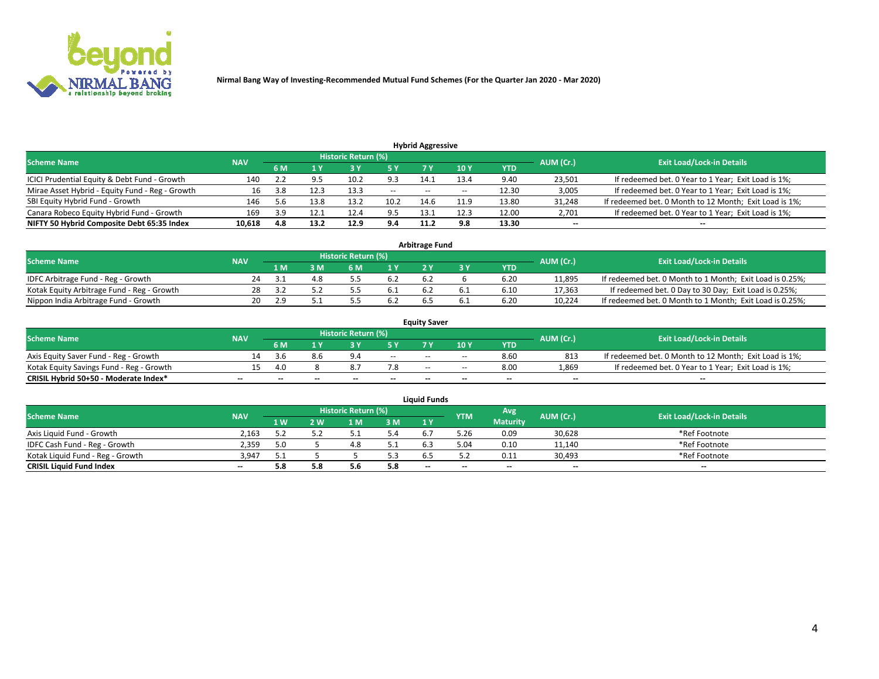Nirmal Bang Way of Investing-Recommended Mutual Fund Schemes (For the Quarter Jan 2020 - Mar 2020)

## Hybrid Aggressive

| Scheme Name | NAV | Historic Return (%) | | | | | | | AUM (Cr.) | Exit Load/Lock-in Details |
|---|---|---|---|---|---|---|---|---|---|---|
| | | 6 M | 1 Y | 3 Y | 5 Y | 7 Y | 10 Y | YTD | | |
| ICICI Prudential Equity & Debt Fund - Growth | 140 | 2.2 | 9.5 | 10.2 | 9.3 | 14.1 | 13.4 | 9.40 | 23,501 | If redeemed bet. 0 Year to 1 Year; Exit Load is 1%; |
| Mirae Asset Hybrid - Equity Fund - Reg - Growth | 16 | 3.8 | 12.3 | 13.3 | -- | -- | -- | 12.30 | 3,005 | If redeemed bet. 0 Year to 1 Year; Exit Load is 1%; |
| SBI Equity Hybrid Fund - Growth | 146 | 5.6 | 13.8 | 13.2 | 10.2 | 14.6 | 11.9 | 13.80 | 31,248 | If redeemed bet. 0 Month to 12 Month; Exit Load is 1%; |
| Canara Robeco Equity Hybrid Fund - Growth | 169 | 3.9 | 12.1 | 12.4 | 9.5 | 13.1 | 12.3 | 12.00 | 2,701 | If redeemed bet. 0 Year to 1 Year; Exit Load is 1%; |
| **NIFTY 50 Hybrid Composite Debt 65:35 Index** | **10,618** | **4.8** | **13.2** | **12.9** | **9.4** | **11.2** | **9.8** | **13.30** | **--** | **--** |

## Arbitrage Fund

| Scheme Name | NAV | Historic Return (%) | | | | | | | AUM (Cr.) | Exit Load/Lock-in Details |
|---|---|---|---|---|---|---|---|---|---|---|
| | | 1 M | 3 M | 6 M | 1 Y | 2 Y | 3 Y | YTD | | |
| IDFC Arbitrage Fund - Reg - Growth | 24 | 3.1 | 4.8 | 5.5 | 6.2 | 6.2 | 6 | 6.20 | 11,895 | If redeemed bet. 0 Month to 1 Month; Exit Load is 0.25%; |
| Kotak Equity Arbitrage Fund - Reg - Growth | 28 | 3.2 | 5.2 | 5.5 | 6.1 | 6.2 | 6.1 | 6.10 | 17,363 | If redeemed bet. 0 Day to 30 Day; Exit Load is 0.25%; |
| Nippon India Arbitrage Fund - Growth | 20 | 2.9 | 5.1 | 5.5 | 6.2 | 6.5 | 6.1 | 6.20 | 10,224 | If redeemed bet. 0 Month to 1 Month; Exit Load is 0.25%; |

## Equity Saver

| Scheme Name | NAV | Historic Return (%) | | | | | | | AUM (Cr.) | Exit Load/Lock-in Details |
|---|---|---|---|---|---|---|---|---|---|---|
| | | 6 M | 1 Y | 3 Y | 5 Y | 7 Y | 10 Y | YTD | | |
| Axis Equity Saver Fund - Reg - Growth | 14 | 3.6 | 8.6 | 9.4 | -- | -- | -- | 8.60 | 813 | If redeemed bet. 0 Month to 12 Month; Exit Load is 1%; |
| Kotak Equity Savings Fund - Reg - Growth | 15 | 4.0 | 8 | 8.7 | 7.8 | -- | -- | 8.00 | 1,869 | If redeemed bet. 0 Year to 1 Year; Exit Load is 1%; |
| **CRISIL Hybrid 50+50 - Moderate Index*** | **--** | **--** | **--** | **--** | **--** | **--** | **--** | **--** | **--** | **--** |

## Liquid Funds

| Scheme Name | NAV | Historic Return (%) | | | | | YTM | Avg Maturity | AUM (Cr.) | Exit Load/Lock-in Details |
|---|---|---|---|---|---|---|---|---|---|---|
| | | 1 W | 2 W | 1 M | 3 M | 1 Y | | | | |
| Axis Liquid Fund - Growth | 2,163 | 5.2 | 5.2 | 5.1 | 5.4 | 6.7 | 5.26 | 0.09 | 30,628 | *Ref Footnote |
| IDFC Cash Fund - Reg - Growth | 2,359 | 5.0 | 5 | 4.8 | 5.1 | 6.3 | 5.04 | 0.10 | 11,140 | *Ref Footnote |
| Kotak Liquid Fund - Reg - Growth | 3,947 | 5.1 | 5 | 5 | 5.3 | 6.5 | 5.2 | 0.11 | 30,493 | *Ref Footnote |
| **CRISIL Liquid Fund Index** | **--** | **5.8** | **5.8** | **5.6** | **5.8** | **--** | **--** | **--** | **--** | **--** |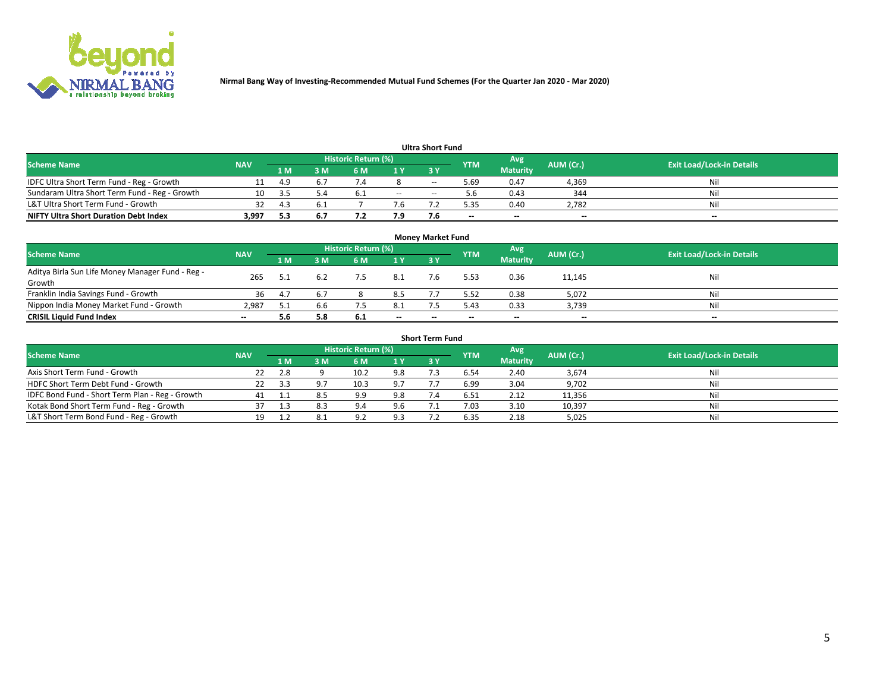Nirmal Bang Way of Investing-Recommended Mutual Fund Schemes (For the Quarter Jan 2020 - Mar 2020)

### Ultra Short Fund

| Scheme Name | NAV | Historic Return (%) | | | | | YTM | Avg Maturity | AUM (Cr.) | Exit Load/Lock-in Details |
|---|---|---|---|---|---|---|---|---|---|---|
| | | 1 M | 3 M | 6 M | 1 Y | 3 Y | | | | |
| IDFC Ultra Short Term Fund - Reg - Growth | 11 | 4.9 | 6.7 | 7.4 | 8 | -- | 5.69 | 0.47 | 4,369 | Nil |
| Sundaram Ultra Short Term Fund - Reg - Growth | 10 | 3.5 | 5.4 | 6.1 | -- | -- | 5.6 | 0.43 | 344 | Nil |
| L&T Ultra Short Term Fund - Growth | 32 | 4.3 | 6.1 | 7 | 7.6 | 7.2 | 5.35 | 0.40 | 2,782 | Nil |
| **NIFTY Ultra Short Duration Debt Index** | **3,997** | **5.3** | **6.7** | **7.2** | **7.9** | **7.6** | **--** | **--** | **--** | **--** |

### Money Market Fund

| Scheme Name | NAV | Historic Return (%) | | | | | YTM | Avg Maturity | AUM (Cr.) | Exit Load/Lock-in Details |
|---|---|---|---|---|---|---|---|---|---|---|
| | | 1 M | 3 M | 6 M | 1 Y | 3 Y | | | | |
| Aditya Birla Sun Life Money Manager Fund - Reg - Growth | 265 | 5.1 | 6.2 | 7.5 | 8.1 | 7.6 | 5.53 | 0.36 | 11,145 | Nil |
| Franklin India Savings Fund - Growth | 36 | 4.7 | 6.7 | 8 | 8.5 | 7.7 | 5.52 | 0.38 | 5,072 | Nil |
| Nippon India Money Market Fund - Growth | 2,987 | 5.1 | 6.6 | 7.5 | 8.1 | 7.5 | 5.43 | 0.33 | 3,739 | Nil |
| **CRISIL Liquid Fund Index** | **--** | **5.6** | **5.8** | **6.1** | **--** | **--** | **--** | **--** | **--** | **--** |

### Short Term Fund

| Scheme Name | NAV | Historic Return (%) | | | | | YTM | Avg Maturity | AUM (Cr.) | Exit Load/Lock-in Details |
|---|---|---|---|---|---|---|---|---|---|---|
| | | 1 M | 3 M | 6 M | 1 Y | 3 Y | | | | |
| Axis Short Term Fund - Growth | 22 | 2.8 | 9 | 10.2 | 9.8 | 7.3 | 6.54 | 2.40 | 3,674 | Nil |
| HDFC Short Term Debt Fund - Growth | 22 | 3.3 | 9.7 | 10.3 | 9.7 | 7.7 | 6.99 | 3.04 | 9,702 | Nil |
| IDFC Bond Fund - Short Term Plan - Reg - Growth | 41 | 1.1 | 8.5 | 9.9 | 9.8 | 7.4 | 6.51 | 2.12 | 11,356 | Nil |
| Kotak Bond Short Term Fund - Reg - Growth | 37 | 1.3 | 8.3 | 9.4 | 9.6 | 7.1 | 7.03 | 3.10 | 10,397 | Nil |
| L&T Short Term Bond Fund - Reg - Growth | 19 | 1.2 | 8.1 | 9.2 | 9.3 | 7.2 | 6.35 | 2.18 | 5,025 | Nil |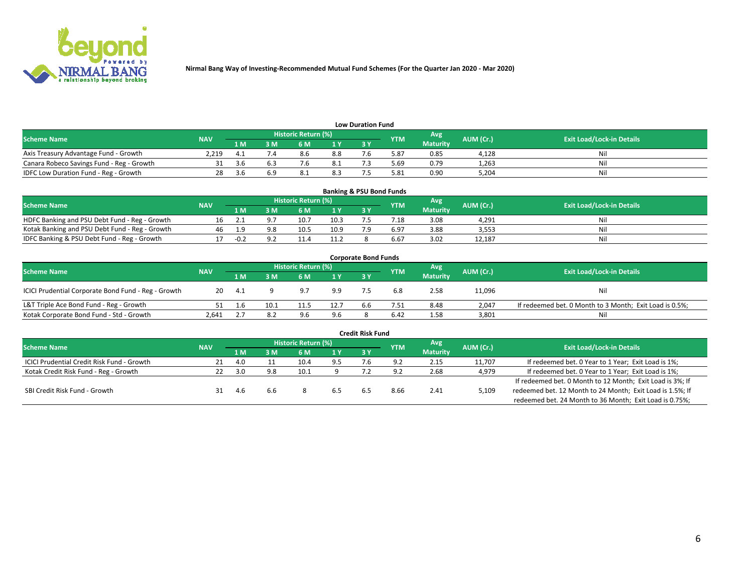Nirmal Bang Way of Investing-Recommended Mutual Fund Schemes (For the Quarter Jan 2020 - Mar 2020)

## Low Duration Fund

| Scheme Name | NAV | Historic Return (%) | | | | | YTM | Avg Maturity | AUM (Cr.) | Exit Load/Lock-in Details |
|---|---|---|---|---|---|---|---|---|---|---|
| | | 1 M | 3 M | 6 M | 1 Y | 3 Y | | | | |
| Axis Treasury Advantage Fund - Growth | 2,219 | 4.1 | 7.4 | 8.6 | 8.8 | 7.6 | 5.87 | 0.85 | 4,128 | Nil |
| Canara Robeco Savings Fund - Reg - Growth | 31 | 3.6 | 6.3 | 7.6 | 8.1 | 7.3 | 5.69 | 0.79 | 1,263 | Nil |
| IDFC Low Duration Fund - Reg - Growth | 28 | 3.6 | 6.9 | 8.1 | 8.3 | 7.5 | 5.81 | 0.90 | 5,204 | Nil |

## Banking & PSU Bond Funds

| Scheme Name | NAV | Historic Return (%) | | | | | YTM | Avg Maturity | AUM (Cr.) | Exit Load/Lock-in Details |
|---|---|---|---|---|---|---|---|---|---|---|
| | | 1 M | 3 M | 6 M | 1 Y | 3 Y | | | | |
| HDFC Banking and PSU Debt Fund - Reg - Growth | 16 | 2.1 | 9.7 | 10.7 | 10.3 | 7.5 | 7.18 | 3.08 | 4,291 | Nil |
| Kotak Banking and PSU Debt Fund - Reg - Growth | 46 | 1.9 | 9.8 | 10.5 | 10.9 | 7.9 | 6.97 | 3.88 | 3,553 | Nil |
| IDFC Banking & PSU Debt Fund - Reg - Growth | 17 | -0.2 | 9.2 | 11.4 | 11.2 | 8 | 6.67 | 3.02 | 12,187 | Nil |

## Corporate Bond Funds

| Scheme Name | NAV | Historic Return (%) | | | | | YTM | Avg Maturity | AUM (Cr.) | Exit Load/Lock-in Details |
|---|---|---|---|---|---|---|---|---|---|---|
| | | 1 M | 3 M | 6 M | 1 Y | 3 Y | | | | |
| ICICI Prudential Corporate Bond Fund - Reg - Growth | 20 | 4.1 | 9 | 9.7 | 9.9 | 7.5 | 6.8 | 2.58 | 11,096 | Nil |
| L&T Triple Ace Bond Fund - Reg - Growth | 51 | 1.6 | 10.1 | 11.5 | 12.7 | 6.6 | 7.51 | 8.48 | 2,047 | If redeemed bet. 0 Month to 3 Month; Exit Load is 0.5%; |
| Kotak Corporate Bond Fund - Std - Growth | 2,641 | 2.7 | 8.2 | 9.6 | 9.6 | 8 | 6.42 | 1.58 | 3,801 | Nil |

## Credit Risk Fund

| Scheme Name | NAV | Historic Return (%) | | | | | YTM | Avg Maturity | AUM (Cr.) | Exit Load/Lock-in Details |
|---|---|---|---|---|---|---|---|---|---|---|
| | | 1 M | 3 M | 6 M | 1 Y | 3 Y | | | | |
| ICICI Prudential Credit Risk Fund - Growth | 21 | 4.0 | 11 | 10.4 | 9.5 | 7.6 | 9.2 | 2.15 | 11,707 | If redeemed bet. 0 Year to 1 Year; Exit Load is 1%; |
| Kotak Credit Risk Fund - Reg - Growth | 22 | 3.0 | 9.8 | 10.1 | 9 | 7.2 | 9.2 | 2.68 | 4,979 | If redeemed bet. 0 Year to 1 Year; Exit Load is 1%; |
| SBI Credit Risk Fund - Growth | 31 | 4.6 | 6.6 | 8 | 6.5 | 6.5 | 8.66 | 2.41 | 5,109 | If redeemed bet. 0 Month to 12 Month; Exit Load is 3%; If redeemed bet. 12 Month to 24 Month; Exit Load is 1.5%; If redeemed bet. 24 Month to 36 Month; Exit Load is 0.75%; |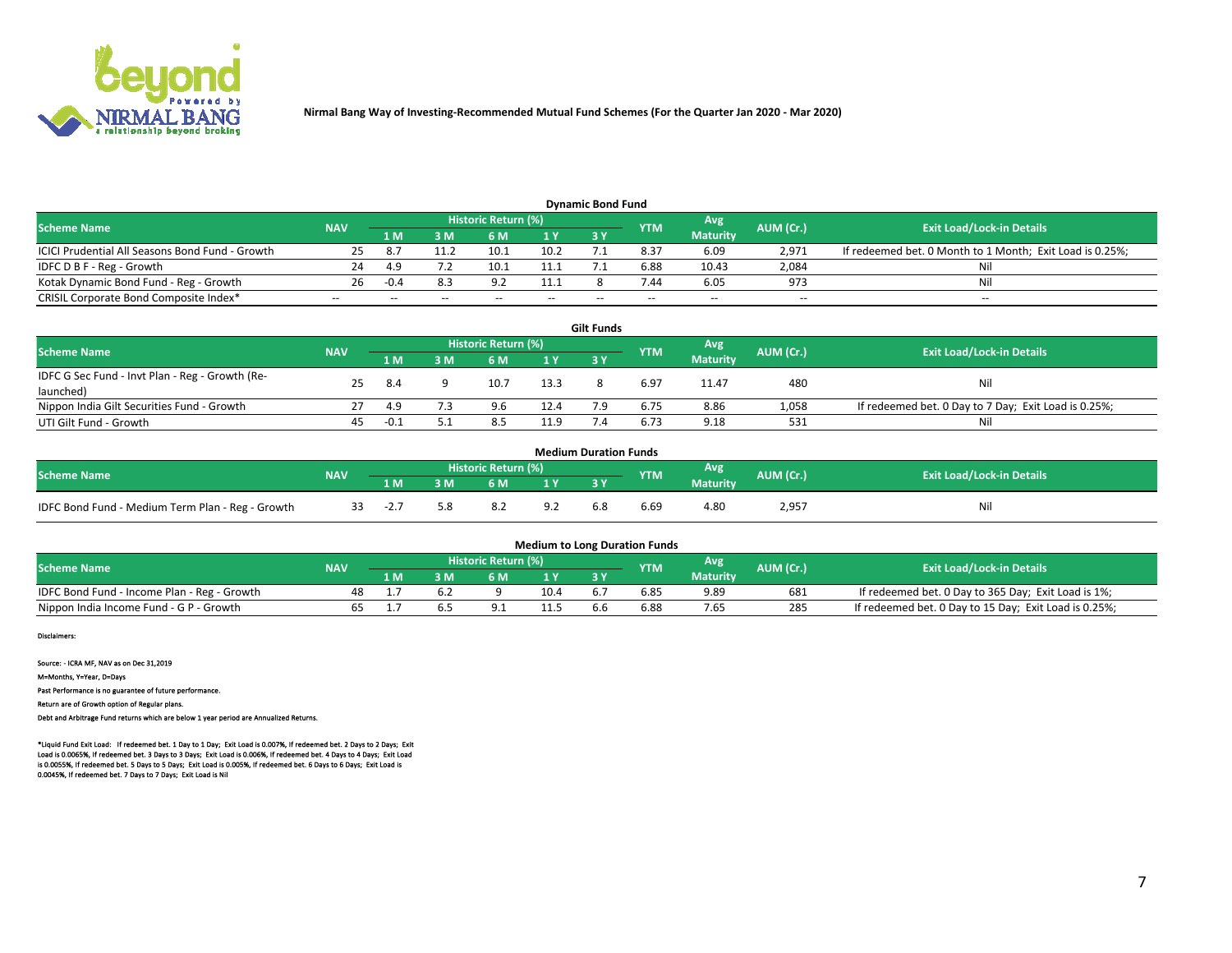Nirmal Bang Way of Investing-Recommended Mutual Fund Schemes (For the Quarter Jan 2020 - Mar 2020)

## Dynamic Bond Fund

| Scheme Name | NAV | Historic Return (%) | | | | | YTM | Avg Maturity | AUM (Cr.) | Exit Load/Lock-in Details |
|---|---|---|---|---|---|---|---|---|---|---|
| | | 1 M | 3 M | 6 M | 1 Y | 3 Y | | | | |
| ICICI Prudential All Seasons Bond Fund - Growth | 25 | 8.7 | 11.2 | 10.1 | 10.2 | 7.1 | 8.37 | 6.09 | 2,971 | If redeemed bet. 0 Month to 1 Month; Exit Load is 0.25%; |
| IDFC D B F - Reg - Growth | 24 | 4.9 | 7.2 | 10.1 | 11.1 | 7.1 | 6.88 | 10.43 | 2,084 | Nil |
| Kotak Dynamic Bond Fund - Reg - Growth | 26 | -0.4 | 8.3 | 9.2 | 11.1 | 8 | 7.44 | 6.05 | 973 | Nil |
| CRISIL Corporate Bond Composite Index* | -- | -- | -- | -- | -- | -- | -- | -- | -- | -- |

## Gilt Funds

| Scheme Name | NAV | Historic Return (%) | | | | | YTM | Avg Maturity | AUM (Cr.) | Exit Load/Lock-in Details |
|---|---|---|---|---|---|---|---|---|---|---|
| | | 1 M | 3 M | 6 M | 1 Y | 3 Y | | | | |
| IDFC G Sec Fund - Invt Plan - Reg - Growth (Re-launched) | 25 | 8.4 | 9 | 10.7 | 13.3 | 8 | 6.97 | 11.47 | 480 | Nil |
| Nippon India Gilt Securities Fund - Growth | 27 | 4.9 | 7.3 | 9.6 | 12.4 | 7.9 | 6.75 | 8.86 | 1,058 | If redeemed bet. 0 Day to 7 Day; Exit Load is 0.25%; |
| UTI Gilt Fund - Growth | 45 | -0.1 | 5.1 | 8.5 | 11.9 | 7.4 | 6.73 | 9.18 | 531 | Nil |

## Medium Duration Funds

| Scheme Name | NAV | Historic Return (%) | | | | | YTM | Avg Maturity | AUM (Cr.) | Exit Load/Lock-in Details |
|---|---|---|---|---|---|---|---|---|---|---|
| | | 1 M | 3 M | 6 M | 1 Y | 3 Y | | | | |
| IDFC Bond Fund - Medium Term Plan - Reg - Growth | 33 | -2.7 | 5.8 | 8.2 | 9.2 | 6.8 | 6.69 | 4.80 | 2,957 | Nil |

## Medium to Long Duration Funds

| Scheme Name | NAV | Historic Return (%) | | | | | YTM | Avg Maturity | AUM (Cr.) | Exit Load/Lock-in Details |
|---|---|---|---|---|---|---|---|---|---|---|
| | | 1 M | 3 M | 6 M | 1 Y | 3 Y | | | | |
| IDFC Bond Fund - Income Plan - Reg - Growth | 48 | 1.7 | 6.2 | 9 | 10.4 | 6.7 | 6.85 | 9.89 | 681 | If redeemed bet. 0 Day to 365 Day; Exit Load is 1%; |
| Nippon India Income Fund - G P - Growth | 65 | 1.7 | 6.5 | 9.1 | 11.5 | 6.6 | 6.88 | 7.65 | 285 | If redeemed bet. 0 Day to 15 Day; Exit Load is 0.25%; |

Disclaimers:

Source: - ICRA MF, NAV as on Dec 31,2019

M=Months, Y=Year, D=Days

Past Performance is no guarantee of future performance.

Return are of Growth option of Regular plans.

Debt and Arbitrage Fund returns which are below 1 year period are Annualized Returns.

*Liquid Fund Exit Load: If redeemed bet. 1 Day to 1 Day; Exit Load is 0.007%, If redeemed bet. 2 Days to 2 Days; Exit Load is 0.0065%, If redeemed bet. 3 Days to 3 Days; Exit Load is 0.006%, If redeemed bet. 4 Days to 4 Days; Exit Load is 0.0055%, If redeemed bet. 5 Days to 5 Days; Exit Load is 0.005%, If redeemed bet. 6 Days to 6 Days; Exit Load is 0.0045%, If redeemed bet. 7 Days to 7 Days; Exit Load is Nil